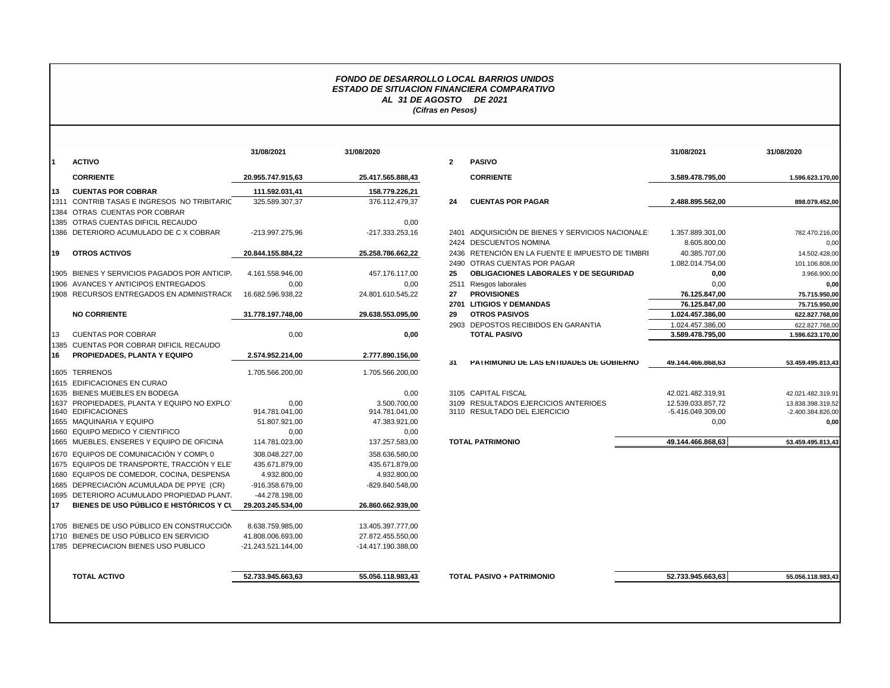# FONDO DE DESARROLLO LOCAL BARRIOS UNIDOS
## ESTADO DE SITUACION FINANCIERA COMPARATIVO
### AL 31 DE AGOSTO DE 2021
*(Cifras en Pesos)*

| | | 31/08/2021 | 31/08/2020 |
|---|---|---|---|
| **1** | **ACTIVO** | | |
| | **CORRIENTE** | **20.955.747.915,63** | **25.417.565.888,43** |
| **13** | **CUENTAS POR COBRAR** | **111.592.031,41** | **158.779.226,21** |
| 1311 | CONTRIB TASAS E INGRESOS NO TRIBITARIO | 325.589.307,37 | 376.112.479,37 |
| 1384 | OTRAS CUENTAS POR COBRAR | | |
| 1385 | OTRAS CUENTAS DIFICIL RECAUDO | | 0,00 |
| 1386 | DETERIORO ACUMULADO DE C X COBRAR | -213.997.275,96 | -217.333.253,16 |
| **19** | **OTROS ACTIVOS** | **20.844.155.884,22** | **25.258.786.662,22** |
| 1905 | BIENES Y SERVICIOS PAGADOS POR ANTICIP. | 4.161.558.946,00 | 457.176.117,00 |
| 1906 | AVANCES Y ANTICIPOS ENTREGADOS | 0,00 | 0,00 |
| 1908 | RECURSOS ENTREGADOS EN ADMINISTRACIO | 16.682.596.938,22 | 24.801.610.545,22 |
| | **NO CORRIENTE** | **31.778.197.748,00** | **29.638.553.095,00** |
| 13 | CUENTAS POR COBRAR | 0,00 | **0,00** |
| 1385 | CUENTAS POR COBRAR DIFICIL RECAUDO | | |
| **16** | **PROPIEDADES, PLANTA Y EQUIPO** | **2.574.952.214,00** | **2.777.890.156,00** |
| 1605 | TERRENOS | 1.705.566.200,00 | 1.705.566.200,00 |
| 1615 | EDIFICACIONES EN CURAO | | |
| 1635 | BIENES MUEBLES EN BODEGA | | 0,00 |
| 1637 | PROPIEDADES, PLANTA Y EQUIPO NO EXPLOT | 0,00 | 3.500.700,00 |
| 1640 | EDIFICACIONES | 914.781.041,00 | 914.781.041,00 |
| 1655 | MAQUINARIA Y EQUIPO | 51.807.921,00 | 47.383.921,00 |
| 1660 | EQUIPO MEDICO Y CIENTIFICO | 0,00 | 0,00 |
| 1665 | MUEBLES, ENSERES Y EQUIPO DE OFICINA | 114.781.023,00 | 137.257.583,00 |
| 1670 | EQUIPOS DE COMUNICACIÓN Y COMPU0 | 308.048.227,00 | 358.636.580,00 |
| 1675 | EQUIPOS DE TRANSPORTE, TRACCIÓN Y ELE | 435.671.879,00 | 435.671.879,00 |
| 1680 | EQUIPOS DE COMEDOR, COCINA, DESPENSA | 4.932.800,00 | 4.932.800,00 |
| 1685 | DEPRECIACIÓN ACUMULADA DE PPYE (CR) | -916.358.679,00 | -829.840.548,00 |
| 1695 | DETERIORO ACUMULADO PROPIEDAD PLANT. | -44.278.198,00 | |
| **17** | **BIENES DE USO PÚBLICO E HISTÓRICOS Y CU** | **29.203.245.534,00** | **26.860.662.939,00** |
| 1705 | BIENES DE USO PÚBLICO EN CONSTRUCCIÓN | 8.638.759.985,00 | 13.405.397.777,00 |
| 1710 | BIENES DE USO PÚBLICO EN SERVICIO | 41.808.006.693,00 | 27.872.455.550,00 |
| 1785 | DEPRECIACION BIENES USO PUBLICO | -21.243.521.144,00 | -14.417.190.388,00 |
| | **TOTAL ACTIVO** | **52.733.945.663,63** | **55.056.118.983,43** |

| | | 31/08/2021 | 31/08/2020 |
|---|---|---|---|
| **2** | **PASIVO** | | |
| | **CORRIENTE** | **3.589.478.795,00** | **1.596.623.170,00** |
| **24** | **CUENTAS POR PAGAR** | **2.488.895.562,00** | **898.079.452,00** |
| 2401 | ADQUISICIÓN DE BIENES Y SERVICIOS NACIONALE | 1.357.889.301,00 | 782.470.216,00 |
| 2424 | DESCUENTOS NOMINA | 8.605.800,00 | 0,00 |
| 2436 | RETENCIÓN EN LA FUENTE E IMPUESTO DE TIMBRI | 40.385.707,00 | 14.502.428,00 |
| 2490 | OTRAS CUENTAS POR PAGAR | 1.082.014.754,00 | 101.106.808,00 |
| **25** | **OBLIGACIONES LABORALES Y DE SEGURIDAD** | **0,00** | 3.966.900,00 |
| 2511 | Riesgos laborales | 0,00 | **0,00** |
| **27** | **PROVISIONES** | **76.125.847,00** | **75.715.950,00** |
| **2701** | **LITIGIOS Y DEMANDAS** | **76.125.847,00** | **75.715.950,00** |
| **29** | **OTROS PASIVOS** | **1.024.457.386,00** | **622.827.768,00** |
| 2903 | DEPOSTOS RECIBIDOS EN GARANTIA | 1.024.457.386,00 | 622.827.768,00 |
| | **TOTAL PASIVO** | **3.589.478.795,00** | **1.596.623.170,00** |
| **31** | **PATRIMONIO DE LAS ENTIDADES DE GOBIERNO** | **49.144.466.868,63** | **53.459.495.813,43** |
| 3105 | CAPITAL FISCAL | 42.021.482.319,91 | 42.021.482.319,91 |
| 3109 | RESULTADOS EJERCICIOS ANTERIOES | 12.539.033.857,72 | 13.838.398.319,52 |
| 3110 | RESULTADO DEL EJERCICIO | -5.416.049.309,00 | -2.400.384.826,00 |
| | | 0,00 | **0,00** |
| | **TOTAL PATRIMONIO** | **49.144.466.868,63** | **53.459.495.813,43** |
| | **TOTAL PASIVO + PATRIMONIO** | **52.733.945.663,63** | **55.056.118.983,43** |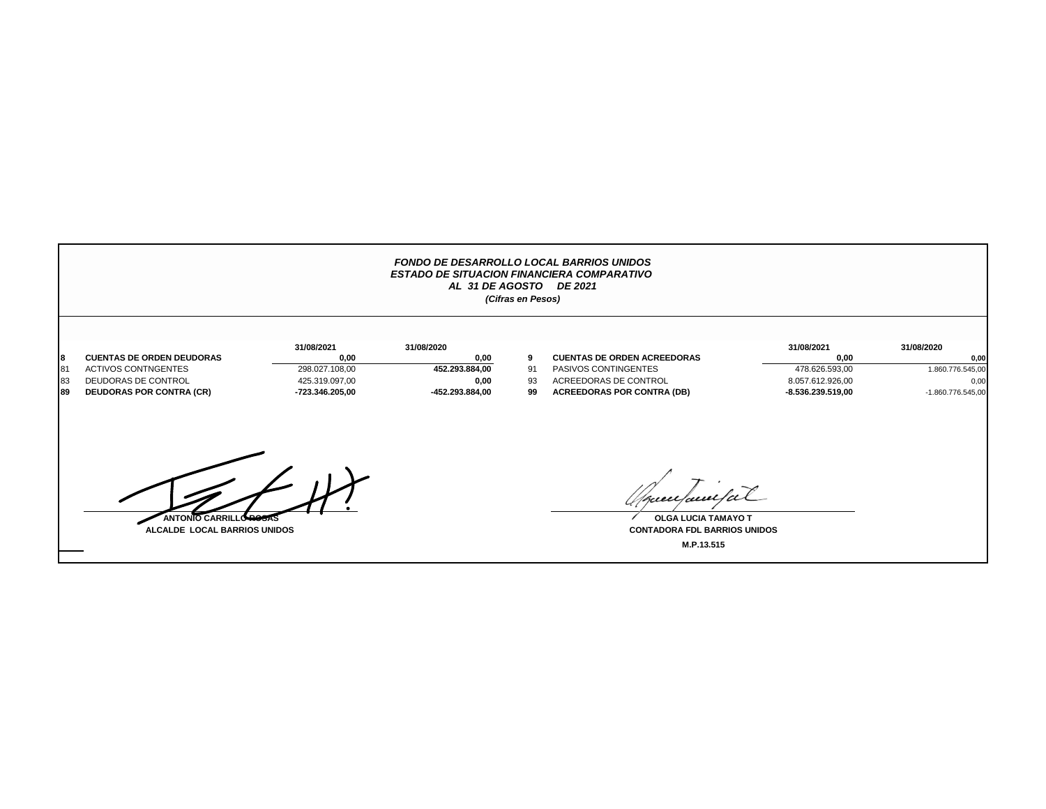***FONDO DE DESARROLLO LOCAL BARRIOS UNIDOS***
***ESTADO DE SITUACION FINANCIERA COMPARATIVO***
***AL 31 DE AGOSTO DE 2021***
***(Cifras en Pesos)***

| | | 31/08/2021 | 31/08/2020 | | | 31/08/2021 | 31/08/2020 |
|---|---|---|---|---|---|---|---|
| **8** | **CUENTAS DE ORDEN DEUDORAS** | **0,00** | **0,00** | **9** | **CUENTAS DE ORDEN ACREEDORAS** | **0,00** | **0,00** |
| 81 | ACTIVOS CONTNGENTES | 298.027.108,00 | **452.293.884,00** | 91 | PASIVOS CONTINGENTES | 478.626.593,00 | 1.860.776.545,00 |
| 83 | DEUDORAS DE CONTROL | 425.319.097,00 | **0,00** | 93 | ACREEDORAS DE CONTROL | 8.057.612.926,00 | 0,00 |
| **89** | **DEUDORAS POR CONTRA (CR)** | **-723.346.205,00** | **-452.293.884,00** | **99** | **ACREEDORAS POR CONTRA (DB)** | **-8.536.239.519,00** | -1.860.776.545,00 |

**ANTONIO CARRILLO ROSAS**
**ALCALDE LOCAL BARRIOS UNIDOS**

**OLGA LUCIA TAMAYO T**
**CONTADORA FDL BARRIOS UNIDOS**
**M.P.13.515**